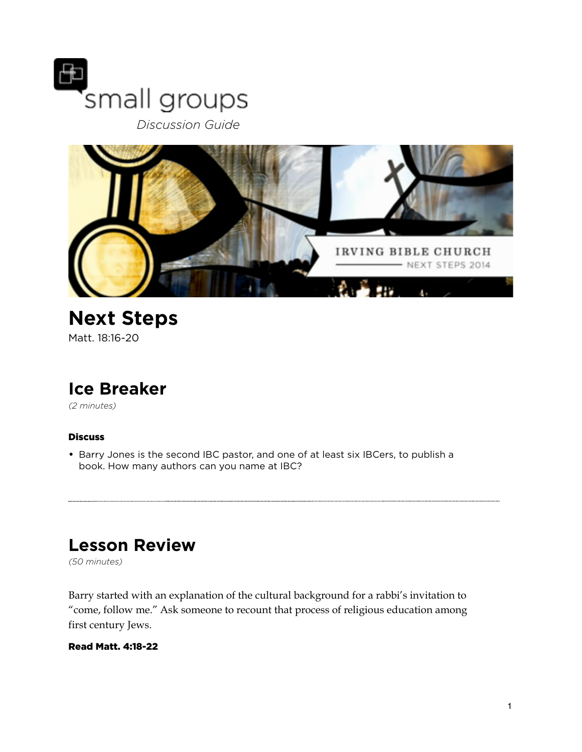small groups

*Discussion Guide*

IRVING BIBLE CHURCH
NEXT STEPS 2014

# Next Steps

Matt. 18:16-20

## Ice Breaker

*(2 minutes)*

#### Discuss

- Barry Jones is the second IBC pastor, and one of at least six IBCers, to publish a book. How many authors can you name at IBC?

---

## Lesson Review

*(50 minutes)*

Barry started with an explanation of the cultural background for a rabbi's invitation to "come, follow me." Ask someone to recount that process of religious education among first century Jews.

**Read Matt. 4:18-22**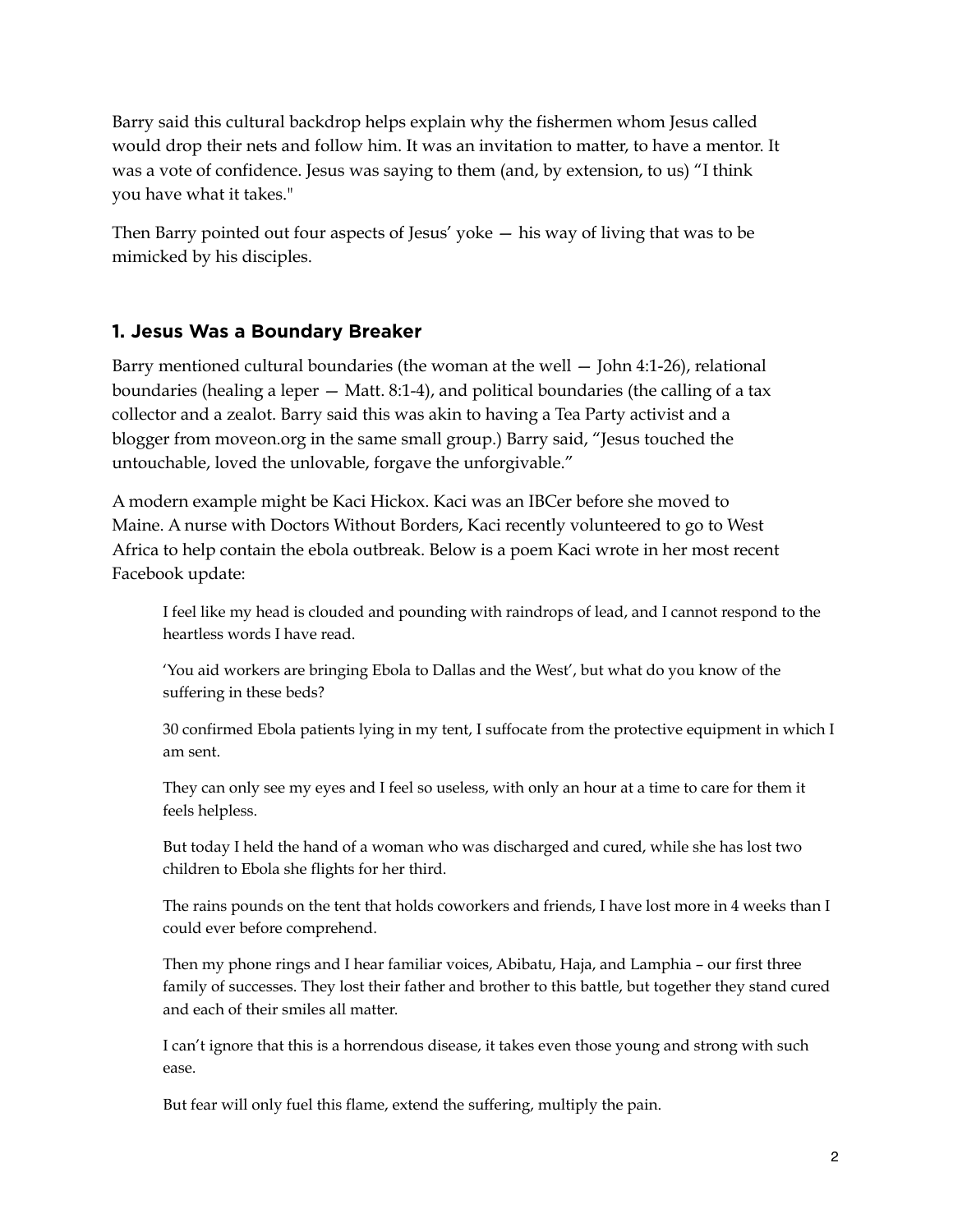Barry said this cultural backdrop helps explain why the fishermen whom Jesus called would drop their nets and follow him. It was an invitation to matter, to have a mentor. It was a vote of confidence. Jesus was saying to them (and, by extension, to us) "I think you have what it takes."

Then Barry pointed out four aspects of Jesus' yoke — his way of living that was to be mimicked by his disciples.

### 1. Jesus Was a Boundary Breaker

Barry mentioned cultural boundaries (the woman at the well — John 4:1-26), relational boundaries (healing a leper — Matt. 8:1-4), and political boundaries (the calling of a tax collector and a zealot. Barry said this was akin to having a Tea Party activist and a blogger from moveon.org in the same small group.) Barry said, "Jesus touched the untouchable, loved the unlovable, forgave the unforgivable."

A modern example might be Kaci Hickox. Kaci was an IBCer before she moved to Maine. A nurse with Doctors Without Borders, Kaci recently volunteered to go to West Africa to help contain the ebola outbreak. Below is a poem Kaci wrote in her most recent Facebook update:

> I feel like my head is clouded and pounding with raindrops of lead, and I cannot respond to the heartless words I have read.
>
> 'You aid workers are bringing Ebola to Dallas and the West', but what do you know of the suffering in these beds?
>
> 30 confirmed Ebola patients lying in my tent, I suffocate from the protective equipment in which I am sent.
>
> They can only see my eyes and I feel so useless, with only an hour at a time to care for them it feels helpless.
>
> But today I held the hand of a woman who was discharged and cured, while she has lost two children to Ebola she flights for her third.
>
> The rains pounds on the tent that holds coworkers and friends, I have lost more in 4 weeks than I could ever before comprehend.
>
> Then my phone rings and I hear familiar voices, Abibatu, Haja, and Lamphia – our first three family of successes. They lost their father and brother to this battle, but together they stand cured and each of their smiles all matter.
>
> I can't ignore that this is a horrendous disease, it takes even those young and strong with such ease.
>
> But fear will only fuel this flame, extend the suffering, multiply the pain.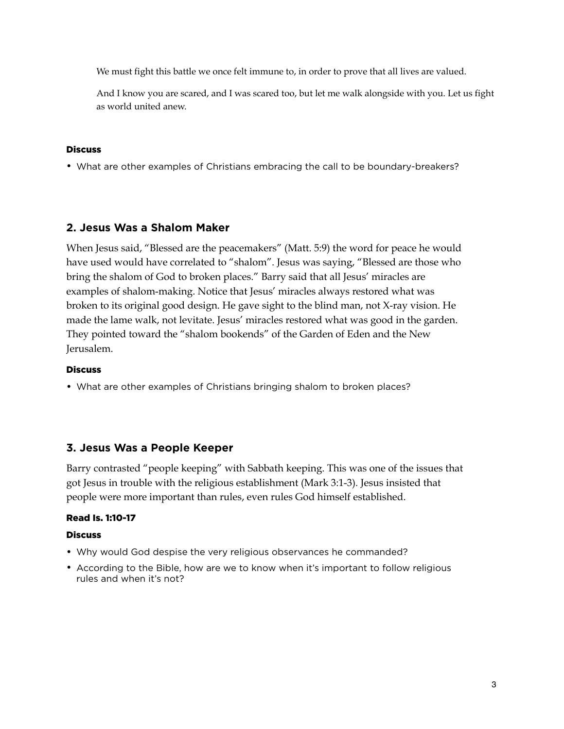> We must fight this battle we once felt immune to, in order to prove that all lives are valued.
>
> And I know you are scared, and I was scared too, but let me walk alongside with you. Let us fight as world united anew.

#### Discuss

- What are other examples of Christians embracing the call to be boundary-breakers?

## 2. Jesus Was a Shalom Maker

When Jesus said, "Blessed are the peacemakers" (Matt. 5:9) the word for peace he would have used would have correlated to "shalom". Jesus was saying, "Blessed are those who bring the shalom of God to broken places." Barry said that all Jesus' miracles are examples of shalom-making. Notice that Jesus' miracles always restored what was broken to its original good design. He gave sight to the blind man, not X-ray vision. He made the lame walk, not levitate. Jesus' miracles restored what was good in the garden. They pointed toward the "shalom bookends" of the Garden of Eden and the New Jerusalem.

#### Discuss

- What are other examples of Christians bringing shalom to broken places?

## 3. Jesus Was a People Keeper

Barry contrasted "people keeping" with Sabbath keeping. This was one of the issues that got Jesus in trouble with the religious establishment (Mark 3:1-3). Jesus insisted that people were more important than rules, even rules God himself established.

#### Read Is. 1:10-17

#### Discuss

- Why would God despise the very religious observances he commanded?
- According to the Bible, how are we to know when it's important to follow religious rules and when it's not?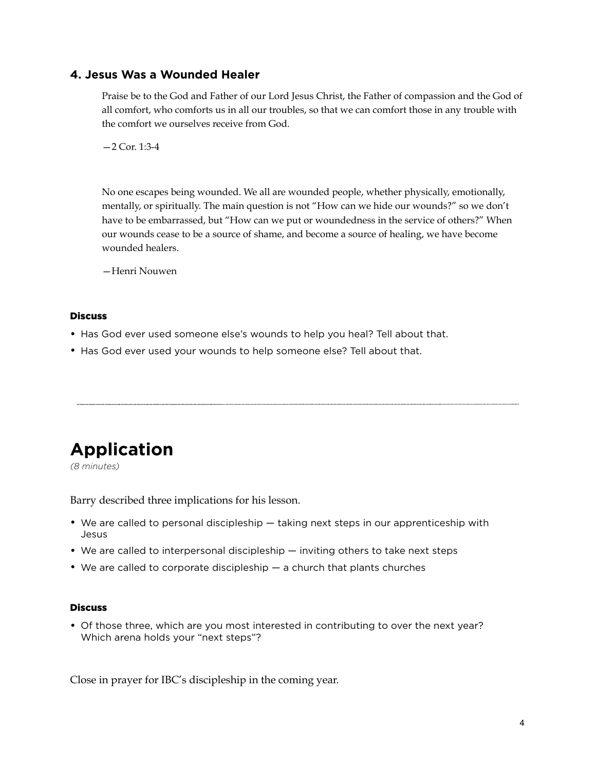### 4. Jesus Was a Wounded Healer

> Praise be to the God and Father of our Lord Jesus Christ, the Father of compassion and the God of all comfort, who comforts us in all our troubles, so that we can comfort those in any trouble with the comfort we ourselves receive from God.
>
> —2 Cor. 1:3-4

> No one escapes being wounded. We all are wounded people, whether physically, emotionally, mentally, or spiritually. The main question is not "How can we hide our wounds?" so we don't have to be embarrassed, but "How can we put or woundedness in the service of others?" When our wounds cease to be a source of shame, and become a source of healing, we have become wounded healers.
>
> —Henri Nouwen

#### Discuss

- Has God ever used someone else's wounds to help you heal? Tell about that.
- Has God ever used your wounds to help someone else? Tell about that.

---

## Application

*(8 minutes)*

Barry described three implications for his lesson.

- We are called to personal discipleship — taking next steps in our apprenticeship with Jesus
- We are called to interpersonal discipleship — inviting others to take next steps
- We are called to corporate discipleship — a church that plants churches

#### Discuss

- Of those three, which are you most interested in contributing to over the next year? Which arena holds your "next steps"?

Close in prayer for IBC's discipleship in the coming year.